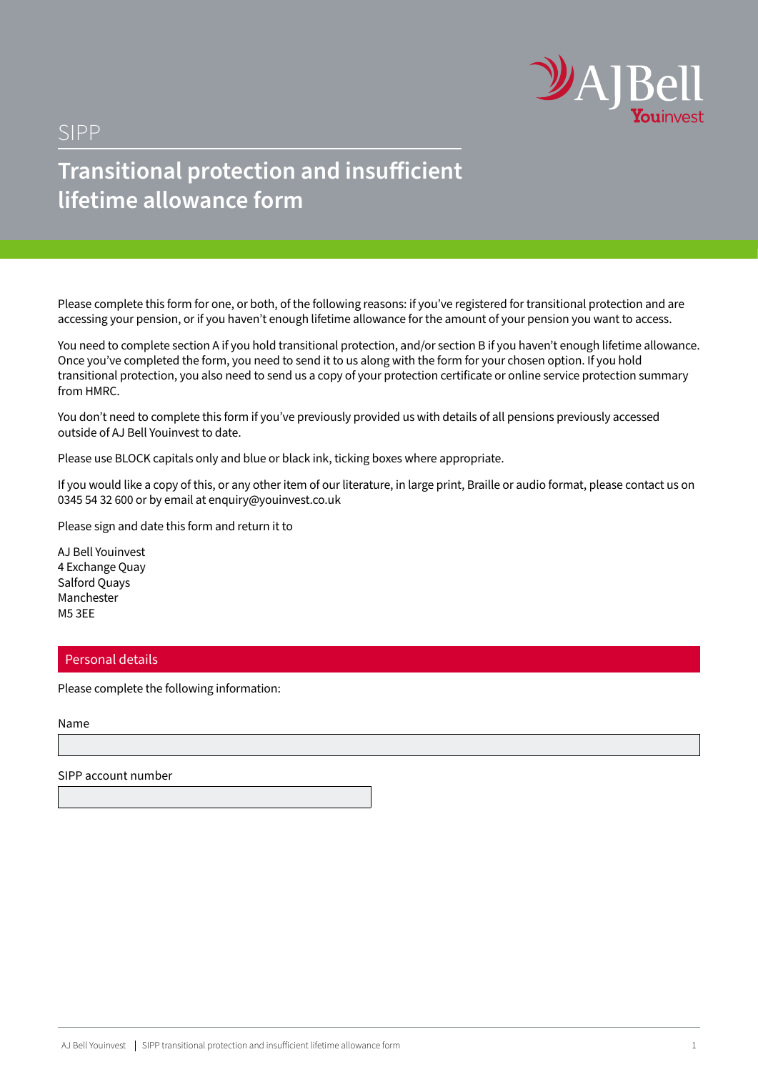SIPP

# Transitional protection and insufficient lifetime allowance form

Please complete this form for one, or both, of the following reasons: if you've registered for transitional protection and are accessing your pension, or if you haven't enough lifetime allowance for the amount of your pension you want to access.

You need to complete section A if you hold transitional protection, and/or section B if you haven't enough lifetime allowance. Once you've completed the form, you need to send it to us along with the form for your chosen option. If you hold transitional protection, you also need to send us a copy of your protection certificate or online service protection summary from HMRC.

You don't need to complete this form if you've previously provided us with details of all pensions previously accessed outside of AJ Bell Youinvest to date.

Please use BLOCK capitals only and blue or black ink, ticking boxes where appropriate.

If you would like a copy of this, or any other item of our literature, in large print, Braille or audio format, please contact us on 0345 54 32 600 or by email at enquiry@youinvest.co.uk

Please sign and date this form and return it to

AJ Bell Youinvest
4 Exchange Quay
Salford Quays
Manchester
M5 3EE

## Personal details

Please complete the following information:

Name

SIPP account number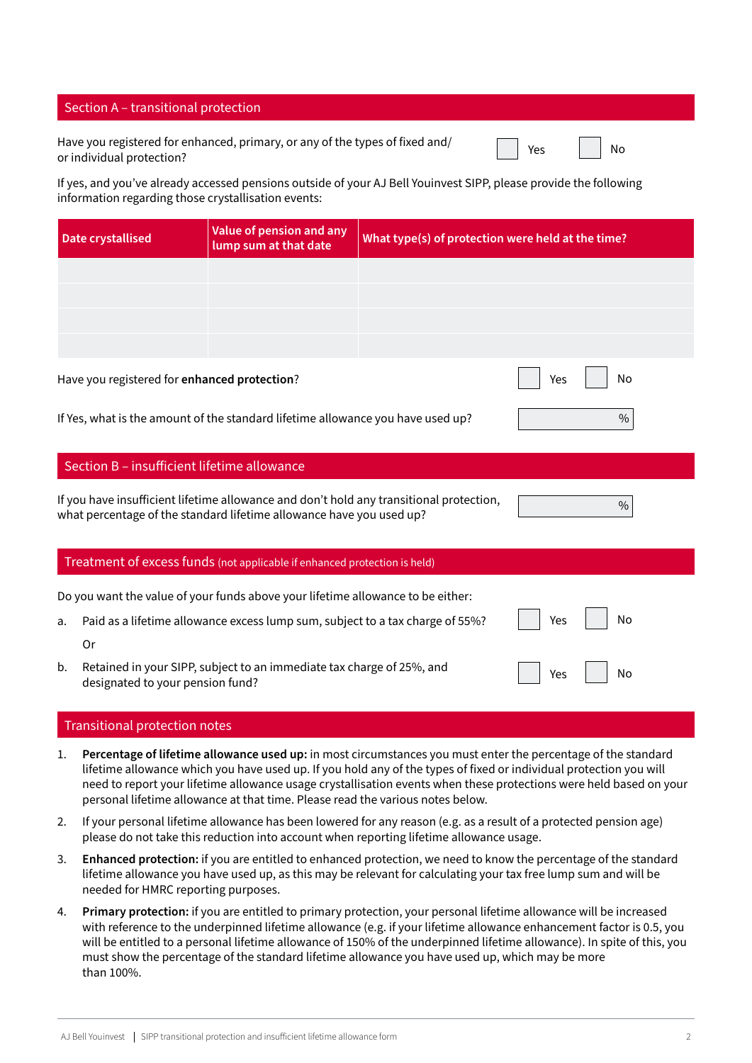## Section A – transitional protection

Have you registered for enhanced, primary, or any of the types of fixed and/or individual protection? ☐ Yes ☐ No

If yes, and you've already accessed pensions outside of your AJ Bell Youinvest SIPP, please provide the following information regarding those crystallisation events:

| Date crystallised | Value of pension and any lump sum at that date | What type(s) of protection were held at the time? |
|---|---|---|
| | | |
| | | |
| | | |
| | | |

Have you registered for **enhanced protection**? ☐ Yes ☐ No

If Yes, what is the amount of the standard lifetime allowance you have used up? ______ %

## Section B – insufficient lifetime allowance

If you have insufficient lifetime allowance and don't hold any transitional protection, what percentage of the standard lifetime allowance have you used up? ______ %

## Treatment of excess funds (not applicable if enhanced protection is held)

Do you want the value of your funds above your lifetime allowance to be either:

a. Paid as a lifetime allowance excess lump sum, subject to a tax charge of 55%? ☐ Yes ☐ No

Or

b. Retained in your SIPP, subject to an immediate tax charge of 25%, and designated to your pension fund? ☐ Yes ☐ No

## Transitional protection notes

1. **Percentage of lifetime allowance used up:** in most circumstances you must enter the percentage of the standard lifetime allowance which you have used up. If you hold any of the types of fixed or individual protection you will need to report your lifetime allowance usage crystallisation events when these protections were held based on your personal lifetime allowance at that time. Please read the various notes below.
2. If your personal lifetime allowance has been lowered for any reason (e.g. as a result of a protected pension age) please do not take this reduction into account when reporting lifetime allowance usage.
3. **Enhanced protection:** if you are entitled to enhanced protection, we need to know the percentage of the standard lifetime allowance you have used up, as this may be relevant for calculating your tax free lump sum and will be needed for HMRC reporting purposes.
4. **Primary protection:** if you are entitled to primary protection, your personal lifetime allowance will be increased with reference to the underpinned lifetime allowance (e.g. if your lifetime allowance enhancement factor is 0.5, you will be entitled to a personal lifetime allowance of 150% of the underpinned lifetime allowance). In spite of this, you must show the percentage of the standard lifetime allowance you have used up, which may be more than 100%.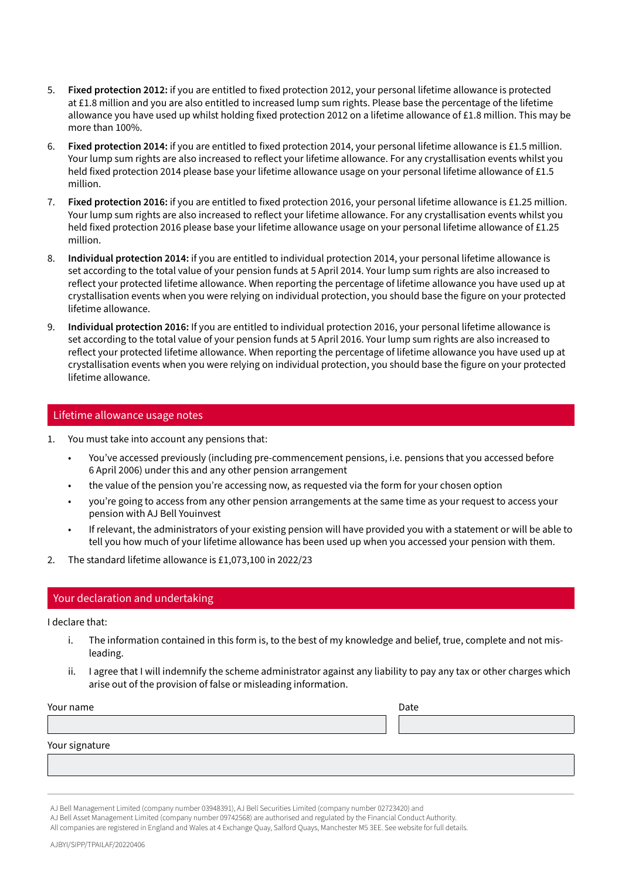5. **Fixed protection 2012:** if you are entitled to fixed protection 2012, your personal lifetime allowance is protected at £1.8 million and you are also entitled to increased lump sum rights. Please base the percentage of the lifetime allowance you have used up whilst holding fixed protection 2012 on a lifetime allowance of £1.8 million. This may be more than 100%.
6. **Fixed protection 2014:** if you are entitled to fixed protection 2014, your personal lifetime allowance is £1.5 million. Your lump sum rights are also increased to reflect your lifetime allowance. For any crystallisation events whilst you held fixed protection 2014 please base your lifetime allowance usage on your personal lifetime allowance of £1.5 million.
7. **Fixed protection 2016:** if you are entitled to fixed protection 2016, your personal lifetime allowance is £1.25 million. Your lump sum rights are also increased to reflect your lifetime allowance. For any crystallisation events whilst you held fixed protection 2016 please base your lifetime allowance usage on your personal lifetime allowance of £1.25 million.
8. **Individual protection 2014:** if you are entitled to individual protection 2014, your personal lifetime allowance is set according to the total value of your pension funds at 5 April 2014. Your lump sum rights are also increased to reflect your protected lifetime allowance. When reporting the percentage of lifetime allowance you have used up at crystallisation events when you were relying on individual protection, you should base the figure on your protected lifetime allowance.
9. **Individual protection 2016:** If you are entitled to individual protection 2016, your personal lifetime allowance is set according to the total value of your pension funds at 5 April 2016. Your lump sum rights are also increased to reflect your protected lifetime allowance. When reporting the percentage of lifetime allowance you have used up at crystallisation events when you were relying on individual protection, you should base the figure on your protected lifetime allowance.

## Lifetime allowance usage notes

1. You must take into account any pensions that:
   - You've accessed previously (including pre-commencement pensions, i.e. pensions that you accessed before 6 April 2006) under this and any other pension arrangement
   - the value of the pension you're accessing now, as requested via the form for your chosen option
   - you're going to access from any other pension arrangements at the same time as your request to access your pension with AJ Bell Youinvest
   - If relevant, the administrators of your existing pension will have provided you with a statement or will be able to tell you how much of your lifetime allowance has been used up when you accessed your pension with them.
2. The standard lifetime allowance is £1,073,100 in 2022/23

## Your declaration and undertaking

I declare that:

i. The information contained in this form is, to the best of my knowledge and belief, true, complete and not mis-leading.

ii. I agree that I will indemnify the scheme administrator against any liability to pay any tax or other charges which arise out of the provision of false or misleading information.

Your name

Date

Your signature

AJ Bell Management Limited (company number 03948391), AJ Bell Securities Limited (company number 02723420) and AJ Bell Asset Management Limited (company number 09742568) are authorised and regulated by the Financial Conduct Authority. All companies are registered in England and Wales at 4 Exchange Quay, Salford Quays, Manchester M5 3EE. See website for full details.

AJBYI/SIPP/TPAILAF/20220406